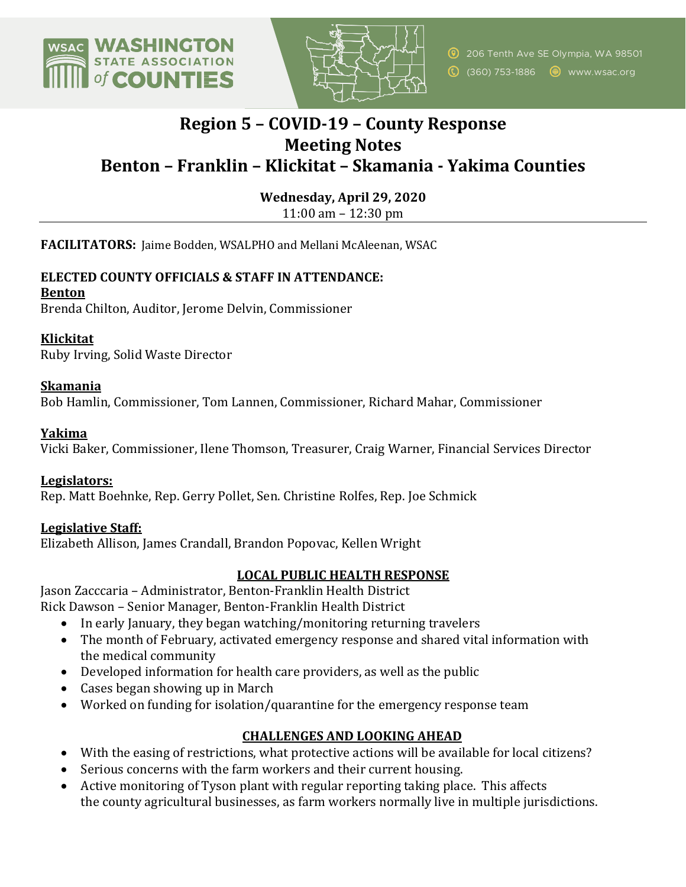WASHINGTON STATE ASSOCIATION of COUNTIES

206 Tenth Ave SE Olympia, WA 98501
(360) 753-1886 www.wsac.org

# Region 5 – COVID-19 – County Response
# Meeting Notes
# Benton – Franklin – Klickitat – Skamania - Yakima Counties

**Wednesday, April 29, 2020**
11:00 am – 12:30 pm

---

**FACILITATORS:** Jaime Bodden, WSALPHO and Mellani McAleenan, WSAC

**ELECTED COUNTY OFFICIALS & STAFF IN ATTENDANCE:**

**Benton**
Brenda Chilton, Auditor, Jerome Delvin, Commissioner

**Klickitat**
Ruby Irving, Solid Waste Director

**Skamania**
Bob Hamlin, Commissioner, Tom Lannen, Commissioner, Richard Mahar, Commissioner

**Yakima**
Vicki Baker, Commissioner, Ilene Thomson, Treasurer, Craig Warner, Financial Services Director

**Legislators:**
Rep. Matt Boehnke, Rep. Gerry Pollet, Sen. Christine Rolfes, Rep. Joe Schmick

**Legislative Staff:**
Elizabeth Allison, James Crandall, Brandon Popovac, Kellen Wright

## LOCAL PUBLIC HEALTH RESPONSE

Jason Zacccaria – Administrator, Benton-Franklin Health District
Rick Dawson – Senior Manager, Benton-Franklin Health District

- In early January, they began watching/monitoring returning travelers
- The month of February, activated emergency response and shared vital information with the medical community
- Developed information for health care providers, as well as the public
- Cases began showing up in March
- Worked on funding for isolation/quarantine for the emergency response team

## CHALLENGES AND LOOKING AHEAD

- With the easing of restrictions, what protective actions will be available for local citizens?
- Serious concerns with the farm workers and their current housing.
- Active monitoring of Tyson plant with regular reporting taking place. This affects the county agricultural businesses, as farm workers normally live in multiple jurisdictions.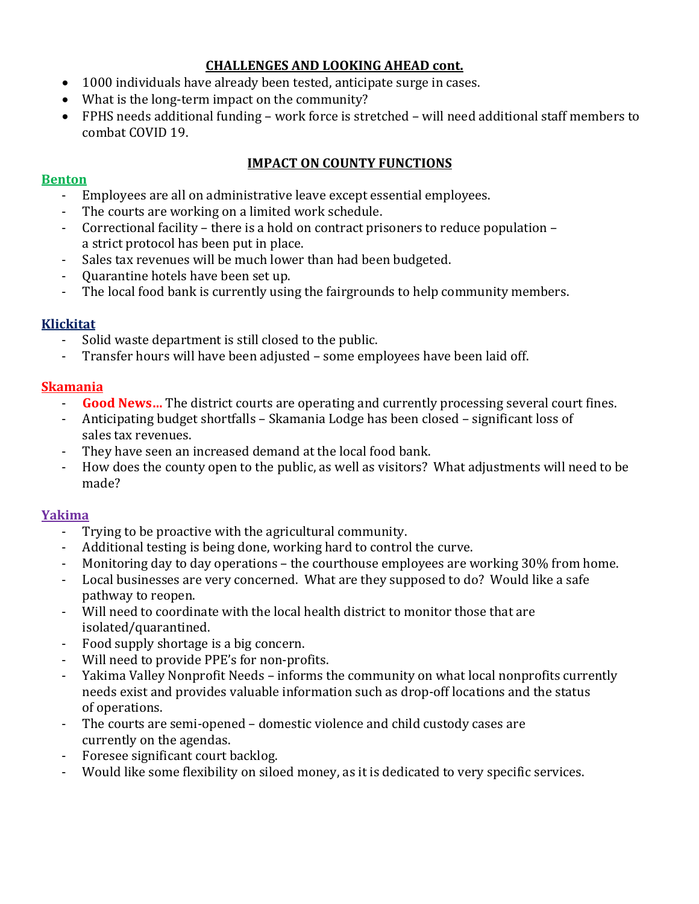## CHALLENGES AND LOOKING AHEAD cont.

- 1000 individuals have already been tested, anticipate surge in cases.
- What is the long-term impact on the community?
- FPHS needs additional funding – work force is stretched – will need additional staff members to combat COVID 19.

## IMPACT ON COUNTY FUNCTIONS

### Benton

- Employees are all on administrative leave except essential employees.
- The courts are working on a limited work schedule.
- Correctional facility – there is a hold on contract prisoners to reduce population – a strict protocol has been put in place.
- Sales tax revenues will be much lower than had been budgeted.
- Quarantine hotels have been set up.
- The local food bank is currently using the fairgrounds to help community members.

### Klickitat

- Solid waste department is still closed to the public.
- Transfer hours will have been adjusted – some employees have been laid off.

### Skamania

- **Good News…** The district courts are operating and currently processing several court fines.
- Anticipating budget shortfalls – Skamania Lodge has been closed – significant loss of sales tax revenues.
- They have seen an increased demand at the local food bank.
- How does the county open to the public, as well as visitors? What adjustments will need to be made?

### Yakima

- Trying to be proactive with the agricultural community.
- Additional testing is being done, working hard to control the curve.
- Monitoring day to day operations – the courthouse employees are working 30% from home.
- Local businesses are very concerned. What are they supposed to do? Would like a safe pathway to reopen.
- Will need to coordinate with the local health district to monitor those that are isolated/quarantined.
- Food supply shortage is a big concern.
- Will need to provide PPE's for non-profits.
- Yakima Valley Nonprofit Needs – informs the community on what local nonprofits currently needs exist and provides valuable information such as drop-off locations and the status of operations.
- The courts are semi-opened – domestic violence and child custody cases are currently on the agendas.
- Foresee significant court backlog.
- Would like some flexibility on siloed money, as it is dedicated to very specific services.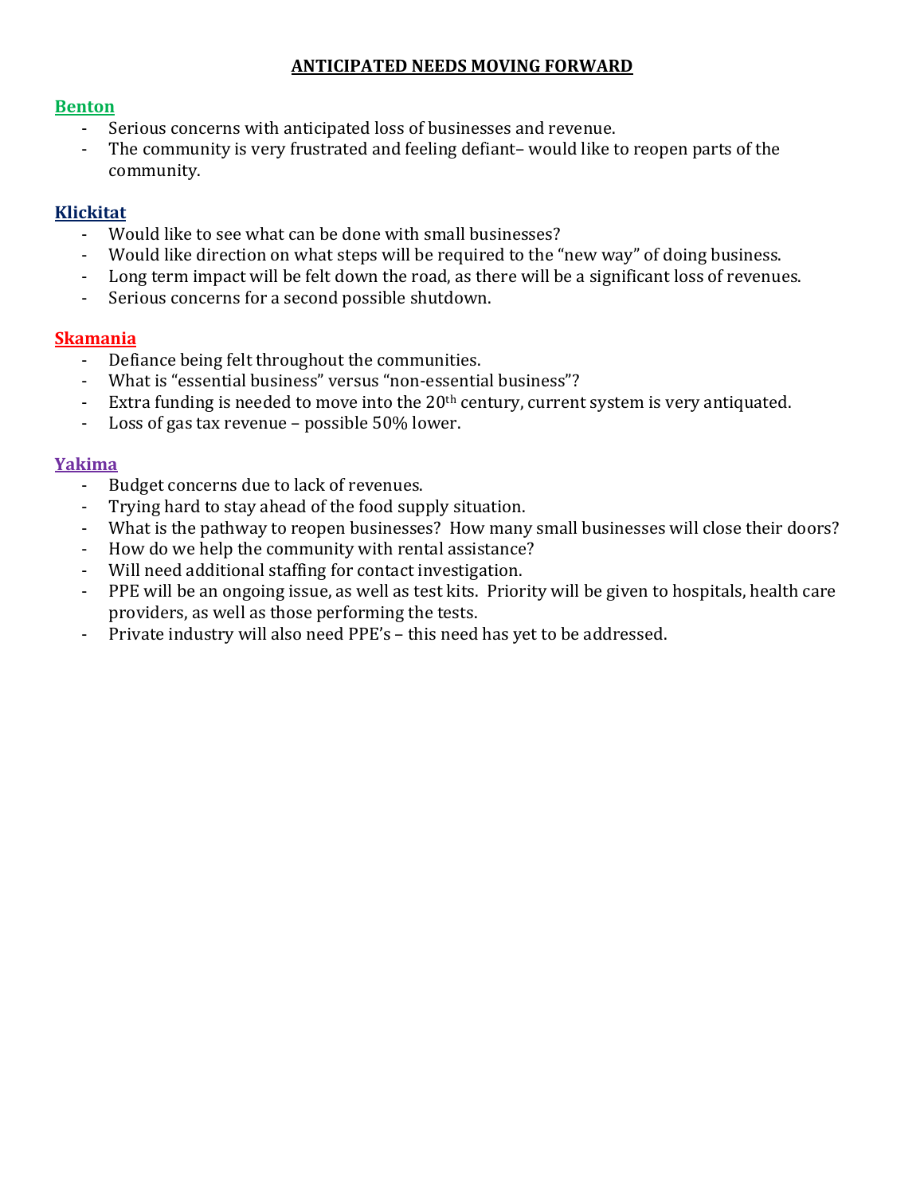# ANTICIPATED NEEDS MOVING FORWARD

## Benton

- Serious concerns with anticipated loss of businesses and revenue.
- The community is very frustrated and feeling defiant– would like to reopen parts of the community.

## Klickitat

- Would like to see what can be done with small businesses?
- Would like direction on what steps will be required to the "new way" of doing business.
- Long term impact will be felt down the road, as there will be a significant loss of revenues.
- Serious concerns for a second possible shutdown.

## Skamania

- Defiance being felt throughout the communities.
- What is "essential business" versus "non-essential business"?
- Extra funding is needed to move into the 20th century, current system is very antiquated.
- Loss of gas tax revenue – possible 50% lower.

## Yakima

- Budget concerns due to lack of revenues.
- Trying hard to stay ahead of the food supply situation.
- What is the pathway to reopen businesses? How many small businesses will close their doors?
- How do we help the community with rental assistance?
- Will need additional staffing for contact investigation.
- PPE will be an ongoing issue, as well as test kits. Priority will be given to hospitals, health care providers, as well as those performing the tests.
- Private industry will also need PPE's – this need has yet to be addressed.